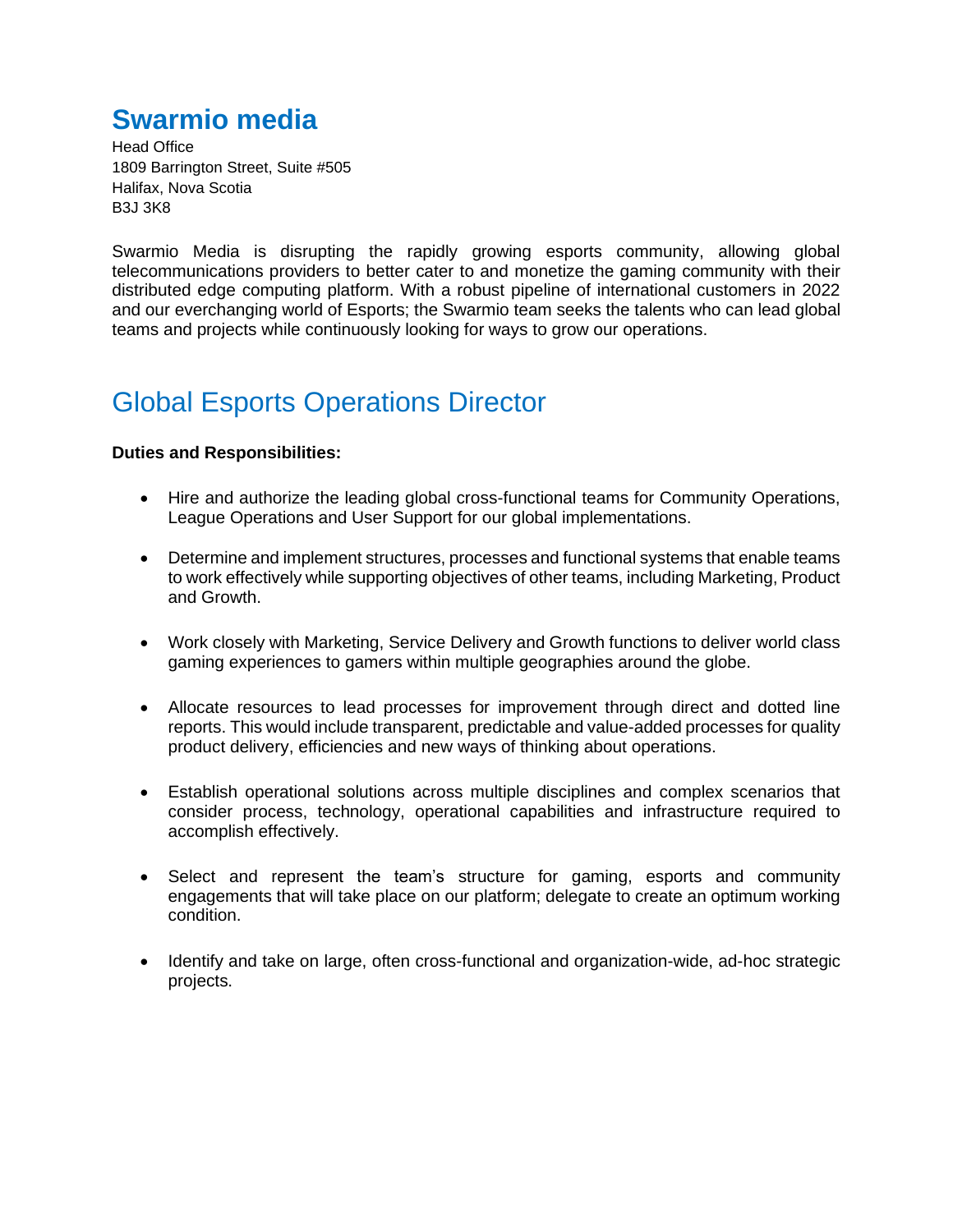# Swarmio media

Head Office
1809 Barrington Street, Suite #505
Halifax, Nova Scotia
B3J 3K8

Swarmio Media is disrupting the rapidly growing esports community, allowing global telecommunications providers to better cater to and monetize the gaming community with their distributed edge computing platform. With a robust pipeline of international customers in 2022 and our everchanging world of Esports; the Swarmio team seeks the talents who can lead global teams and projects while continuously looking for ways to grow our operations.

## Global Esports Operations Director

**Duties and Responsibilities:**

- Hire and authorize the leading global cross-functional teams for Community Operations, League Operations and User Support for our global implementations.
- Determine and implement structures, processes and functional systems that enable teams to work effectively while supporting objectives of other teams, including Marketing, Product and Growth.
- Work closely with Marketing, Service Delivery and Growth functions to deliver world class gaming experiences to gamers within multiple geographies around the globe.
- Allocate resources to lead processes for improvement through direct and dotted line reports. This would include transparent, predictable and value-added processes for quality product delivery, efficiencies and new ways of thinking about operations.
- Establish operational solutions across multiple disciplines and complex scenarios that consider process, technology, operational capabilities and infrastructure required to accomplish effectively.
- Select and represent the team's structure for gaming, esports and community engagements that will take place on our platform; delegate to create an optimum working condition.
- Identify and take on large, often cross-functional and organization-wide, ad-hoc strategic projects.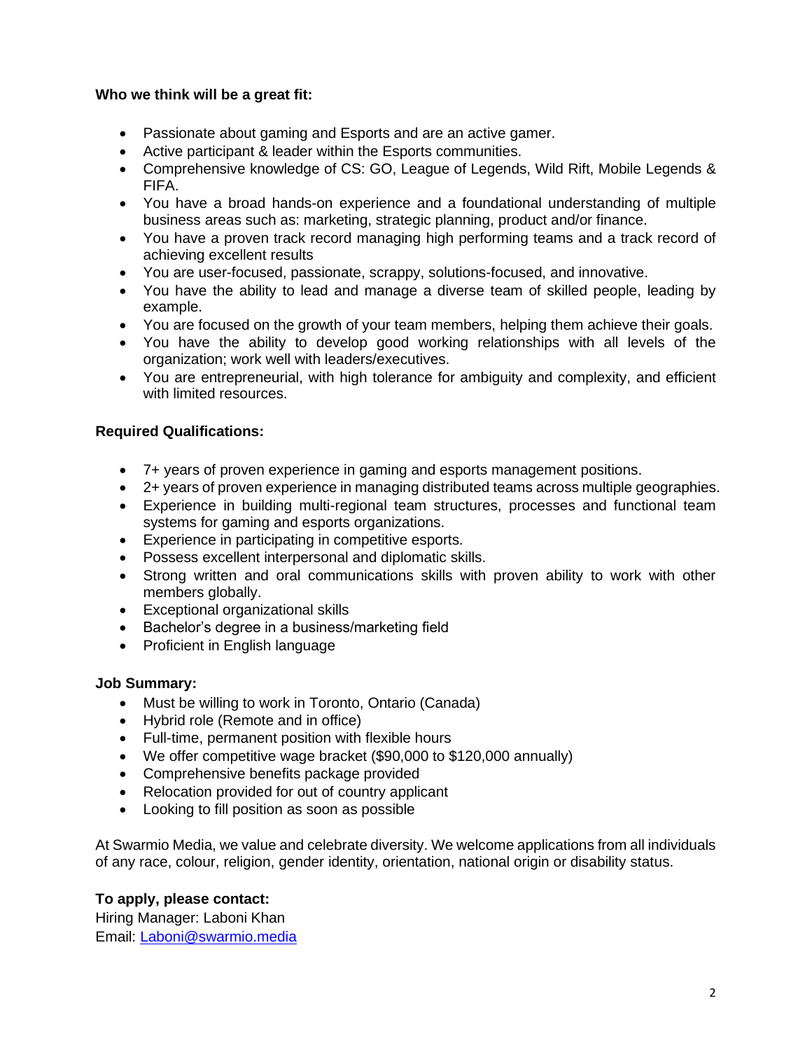**Who we think will be a great fit:**

- Passionate about gaming and Esports and are an active gamer.
- Active participant & leader within the Esports communities.
- Comprehensive knowledge of CS: GO, League of Legends, Wild Rift, Mobile Legends & FIFA.
- You have a broad hands-on experience and a foundational understanding of multiple business areas such as: marketing, strategic planning, product and/or finance.
- You have a proven track record managing high performing teams and a track record of achieving excellent results
- You are user-focused, passionate, scrappy, solutions-focused, and innovative.
- You have the ability to lead and manage a diverse team of skilled people, leading by example.
- You are focused on the growth of your team members, helping them achieve their goals.
- You have the ability to develop good working relationships with all levels of the organization; work well with leaders/executives.
- You are entrepreneurial, with high tolerance for ambiguity and complexity, and efficient with limited resources.

**Required Qualifications:**

- 7+ years of proven experience in gaming and esports management positions.
- 2+ years of proven experience in managing distributed teams across multiple geographies.
- Experience in building multi-regional team structures, processes and functional team systems for gaming and esports organizations.
- Experience in participating in competitive esports.
- Possess excellent interpersonal and diplomatic skills.
- Strong written and oral communications skills with proven ability to work with other members globally.
- Exceptional organizational skills
- Bachelor's degree in a business/marketing field
- Proficient in English language

**Job Summary:**

- Must be willing to work in Toronto, Ontario (Canada)
- Hybrid role (Remote and in office)
- Full-time, permanent position with flexible hours
- We offer competitive wage bracket ($90,000 to $120,000 annually)
- Comprehensive benefits package provided
- Relocation provided for out of country applicant
- Looking to fill position as soon as possible

At Swarmio Media, we value and celebrate diversity. We welcome applications from all individuals of any race, colour, religion, gender identity, orientation, national origin or disability status.

**To apply, please contact:**
Hiring Manager: Laboni Khan
Email: [Laboni@swarmio.media](mailto:Laboni@swarmio.media)